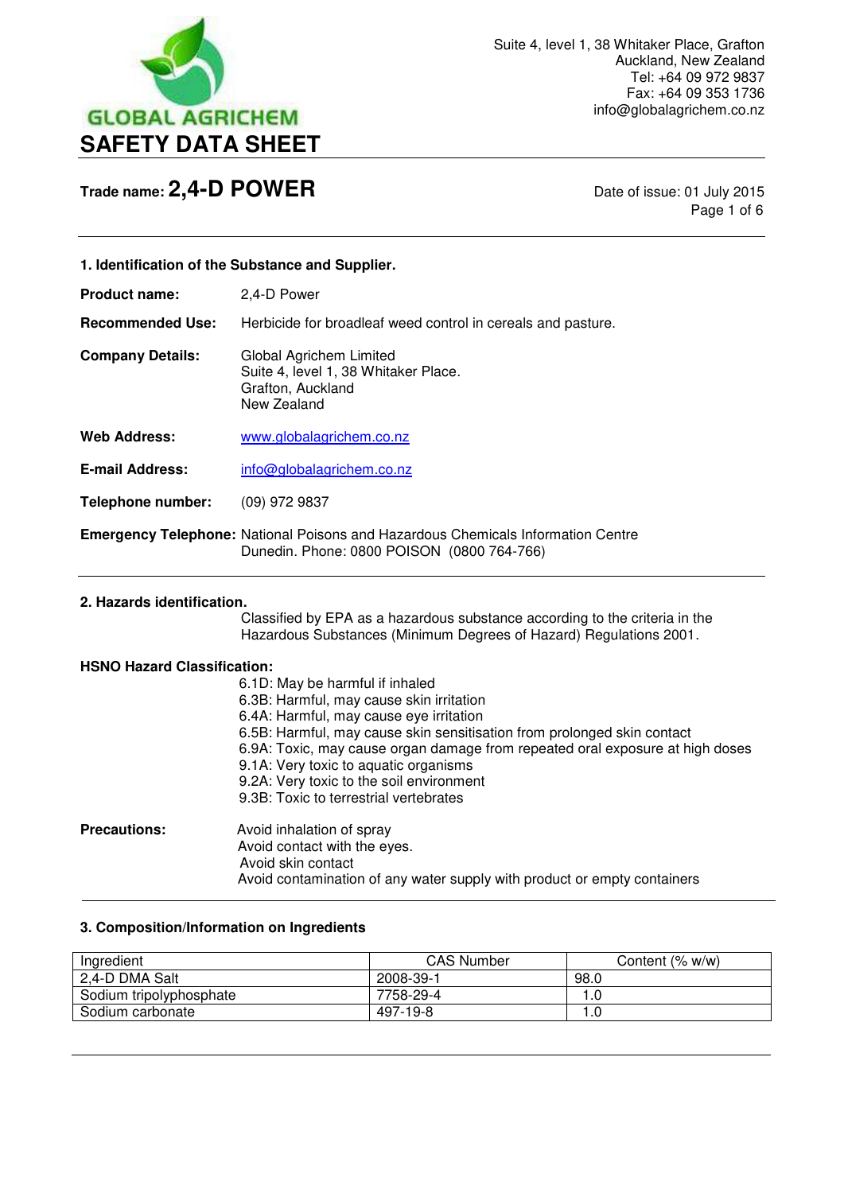GLOBAL AGRICHEM

# SAFETY DATA SHEET

Suite 4, level 1, 38 Whitaker Place, Grafton
Auckland, New Zealand
Tel: +64 09 972 9837
Fax: +64 09 353 1736
info@globalagrichem.co.nz

**Trade name: 2,4-D POWER**

Date of issue: 01 July 2015

## 1. Identification of the Substance and Supplier.

**Product name:** 2,4-D Power

**Recommended Use:** Herbicide for broadleaf weed control in cereals and pasture.

**Company Details:** Global Agrichem Limited
Suite 4, level 1, 38 Whitaker Place.
Grafton, Auckland
New Zealand

**Web Address:** www.globalagrichem.co.nz

**E-mail Address:** info@globalagrichem.co.nz

**Telephone number:** (09) 972 9837

**Emergency Telephone:** National Poisons and Hazardous Chemicals Information Centre
Dunedin. Phone: 0800 POISON (0800 764-766)

## 2. Hazards identification.

Classified by EPA as a hazardous substance according to the criteria in the Hazardous Substances (Minimum Degrees of Hazard) Regulations 2001.

**HSNO Hazard Classification:**

- 6.1D: May be harmful if inhaled
- 6.3B: Harmful, may cause skin irritation
- 6.4A: Harmful, may cause eye irritation
- 6.5B: Harmful, may cause skin sensitisation from prolonged skin contact
- 6.9A: Toxic, may cause organ damage from repeated oral exposure at high doses
- 9.1A: Very toxic to aquatic organisms
- 9.2A: Very toxic to the soil environment
- 9.3B: Toxic to terrestrial vertebrates

**Precautions:**

- Avoid inhalation of spray
- Avoid contact with the eyes.
- Avoid skin contact
- Avoid contamination of any water supply with product or empty containers

## 3. Composition/Information on Ingredients

| Ingredient | CAS Number | Content (% w/w) |
|---|---|---|
| 2,4-D DMA Salt | 2008-39-1 | 98.0 |
| Sodium tripolyphosphate | 7758-29-4 | 1.0 |
| Sodium carbonate | 497-19-8 | 1.0 |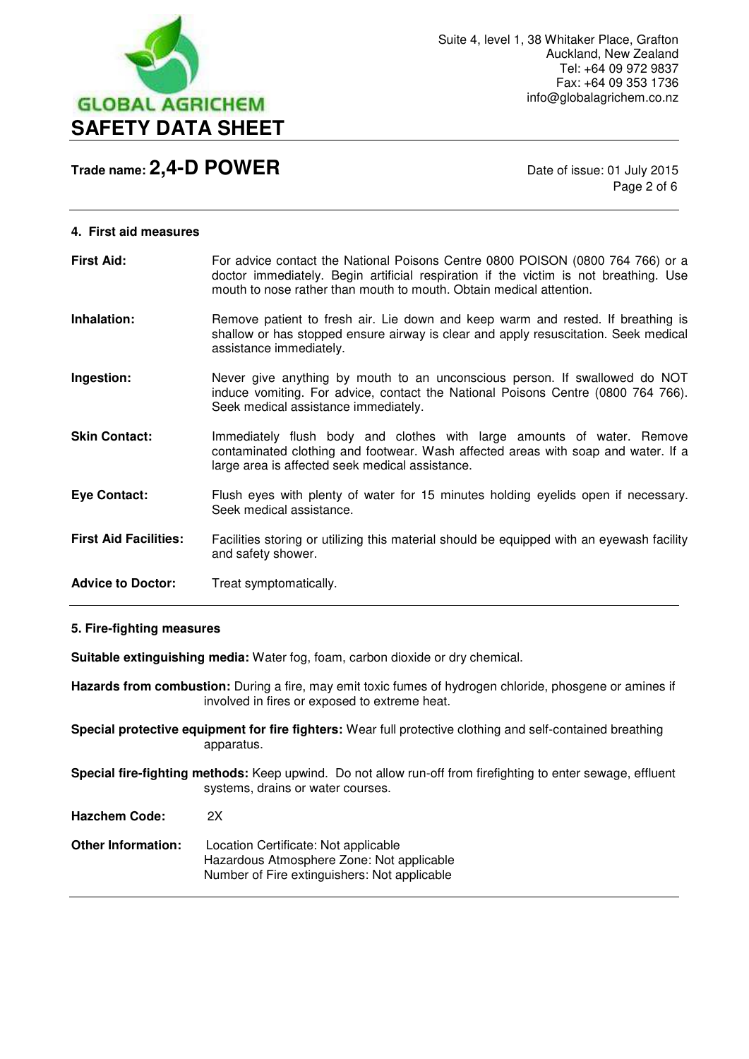## 4. First aid measures

**First Aid:** For advice contact the National Poisons Centre 0800 POISON (0800 764 766) or a doctor immediately. Begin artificial respiration if the victim is not breathing. Use mouth to nose rather than mouth to mouth. Obtain medical attention.

**Inhalation:** Remove patient to fresh air. Lie down and keep warm and rested. If breathing is shallow or has stopped ensure airway is clear and apply resuscitation. Seek medical assistance immediately.

**Ingestion:** Never give anything by mouth to an unconscious person. If swallowed do NOT induce vomiting. For advice, contact the National Poisons Centre (0800 764 766). Seek medical assistance immediately.

**Skin Contact:** Immediately flush body and clothes with large amounts of water. Remove contaminated clothing and footwear. Wash affected areas with soap and water. If a large area is affected seek medical assistance.

**Eye Contact:** Flush eyes with plenty of water for 15 minutes holding eyelids open if necessary. Seek medical assistance.

**First Aid Facilities:** Facilities storing or utilizing this material should be equipped with an eyewash facility and safety shower.

**Advice to Doctor:** Treat symptomatically.

## 5. Fire-fighting measures

**Suitable extinguishing media:** Water fog, foam, carbon dioxide or dry chemical.

**Hazards from combustion:** During a fire, may emit toxic fumes of hydrogen chloride, phosgene or amines if involved in fires or exposed to extreme heat.

**Special protective equipment for fire fighters:** Wear full protective clothing and self-contained breathing apparatus.

**Special fire-fighting methods:** Keep upwind. Do not allow run-off from firefighting to enter sewage, effluent systems, drains or water courses.

**Hazchem Code:** 2X

**Other Information:** Location Certificate: Not applicable
Hazardous Atmosphere Zone: Not applicable
Number of Fire extinguishers: Not applicable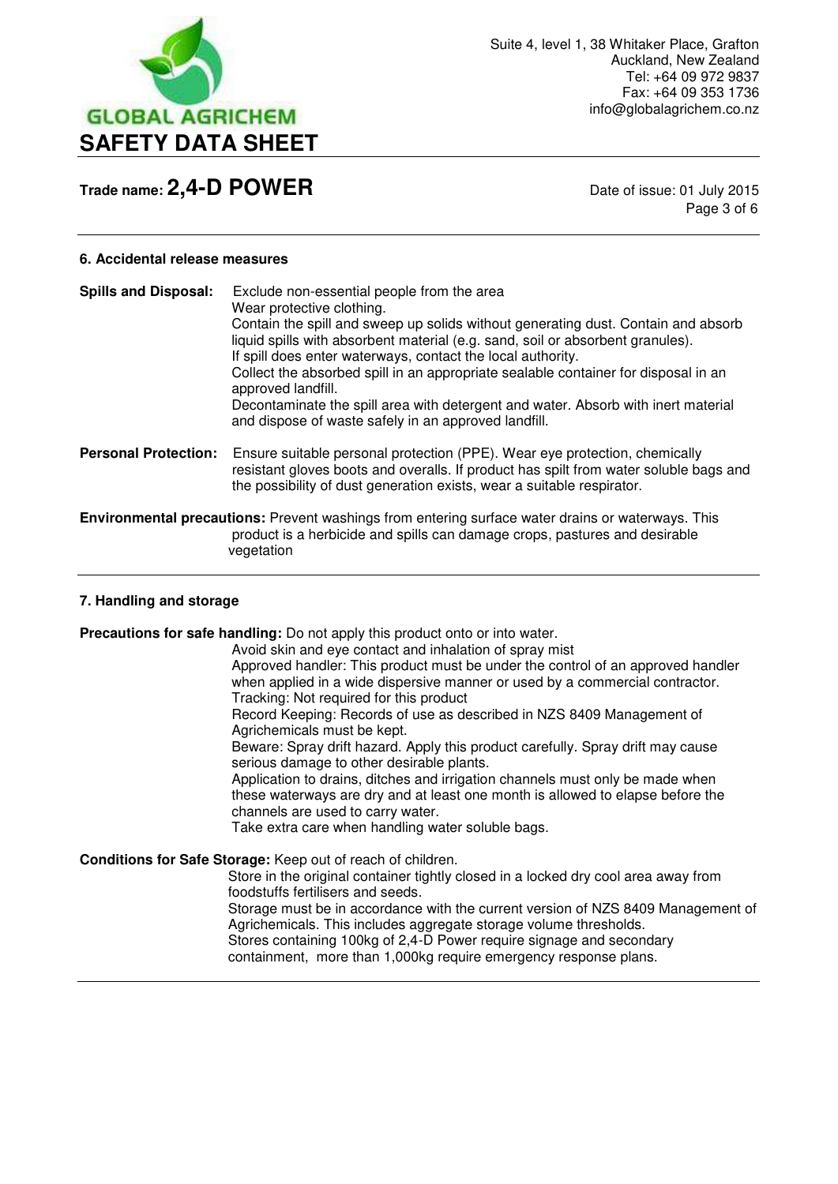## 6. Accidental release measures

**Spills and Disposal:** Exclude non-essential people from the area
Wear protective clothing.
Contain the spill and sweep up solids without generating dust. Contain and absorb liquid spills with absorbent material (e.g. sand, soil or absorbent granules).
If spill does enter waterways, contact the local authority.
Collect the absorbed spill in an appropriate sealable container for disposal in an approved landfill.
Decontaminate the spill area with detergent and water. Absorb with inert material and dispose of waste safely in an approved landfill.

**Personal Protection:** Ensure suitable personal protection (PPE). Wear eye protection, chemically resistant gloves boots and overalls. If product has spilt from water soluble bags and the possibility of dust generation exists, wear a suitable respirator.

**Environmental precautions:** Prevent washings from entering surface water drains or waterways. This product is a herbicide and spills can damage crops, pastures and desirable vegetation

## 7. Handling and storage

**Precautions for safe handling:** Do not apply this product onto or into water.
Avoid skin and eye contact and inhalation of spray mist
Approved handler: This product must be under the control of an approved handler when applied in a wide dispersive manner or used by a commercial contractor.
Tracking: Not required for this product
Record Keeping: Records of use as described in NZS 8409 Management of Agrichemicals must be kept.
Beware: Spray drift hazard. Apply this product carefully. Spray drift may cause serious damage to other desirable plants.
Application to drains, ditches and irrigation channels must only be made when these waterways are dry and at least one month is allowed to elapse before the channels are used to carry water.
Take extra care when handling water soluble bags.

**Conditions for Safe Storage:** Keep out of reach of children.
Store in the original container tightly closed in a locked dry cool area away from foodstuffs fertilisers and seeds.
Storage must be in accordance with the current version of NZS 8409 Management of Agrichemicals. This includes aggregate storage volume thresholds.
Stores containing 100kg of 2,4-D Power require signage and secondary containment, more than 1,000kg require emergency response plans.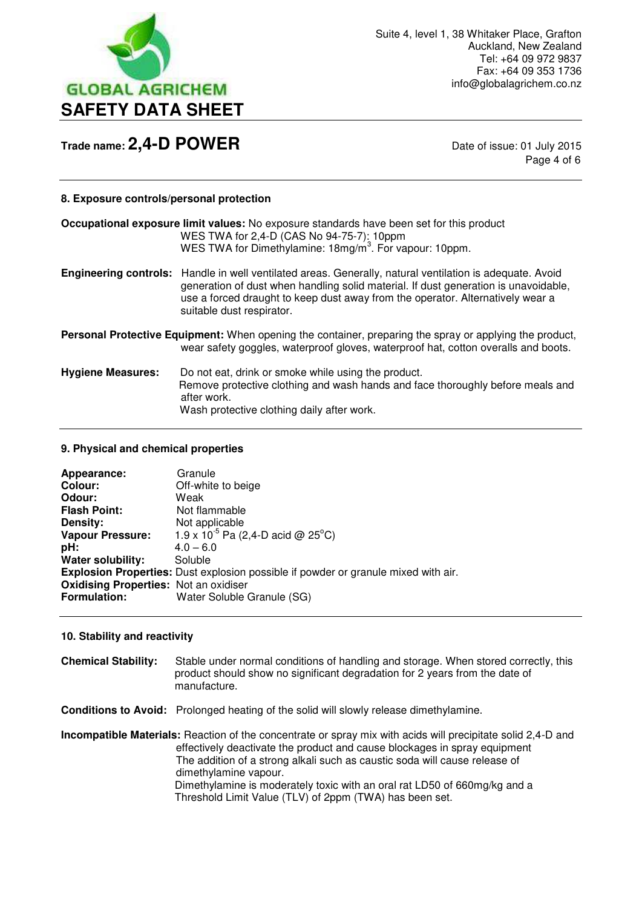## 8. Exposure controls/personal protection

**Occupational exposure limit values:** No exposure standards have been set for this product
WES TWA for 2,4-D (CAS No 94-75-7): 10ppm
WES TWA for Dimethylamine: 18mg/m$^3$. For vapour: 10ppm.

**Engineering controls:** Handle in well ventilated areas. Generally, natural ventilation is adequate. Avoid generation of dust when handling solid material. If dust generation is unavoidable, use a forced draught to keep dust away from the operator. Alternatively wear a suitable dust respirator.

**Personal Protective Equipment:** When opening the container, preparing the spray or applying the product, wear safety goggles, waterproof gloves, waterproof hat, cotton overalls and boots.

**Hygiene Measures:** Do not eat, drink or smoke while using the product.
Remove protective clothing and wash hands and face thoroughly before meals and after work.
Wash protective clothing daily after work.

## 9. Physical and chemical properties

**Appearance:** Granule
**Colour:** Off-white to beige
**Odour:** Weak
**Flash Point:** Not flammable
**Density:** Not applicable
**Vapour Pressure:** $1.9 \times 10^{-5}$ Pa (2,4-D acid @ 25°C)
**pH:** 4.0 – 6.0
**Water solubility:** Soluble
**Explosion Properties:** Dust explosion possible if powder or granule mixed with air.
**Oxidising Properties:** Not an oxidiser
**Formulation:** Water Soluble Granule (SG)

## 10. Stability and reactivity

**Chemical Stability:** Stable under normal conditions of handling and storage. When stored correctly, this product should show no significant degradation for 2 years from the date of manufacture.

**Conditions to Avoid:** Prolonged heating of the solid will slowly release dimethylamine.

**Incompatible Materials:** Reaction of the concentrate or spray mix with acids will precipitate solid 2,4-D and effectively deactivate the product and cause blockages in spray equipment
The addition of a strong alkali such as caustic soda will cause release of dimethylamine vapour.
Dimethylamine is moderately toxic with an oral rat LD50 of 660mg/kg and a Threshold Limit Value (TLV) of 2ppm (TWA) has been set.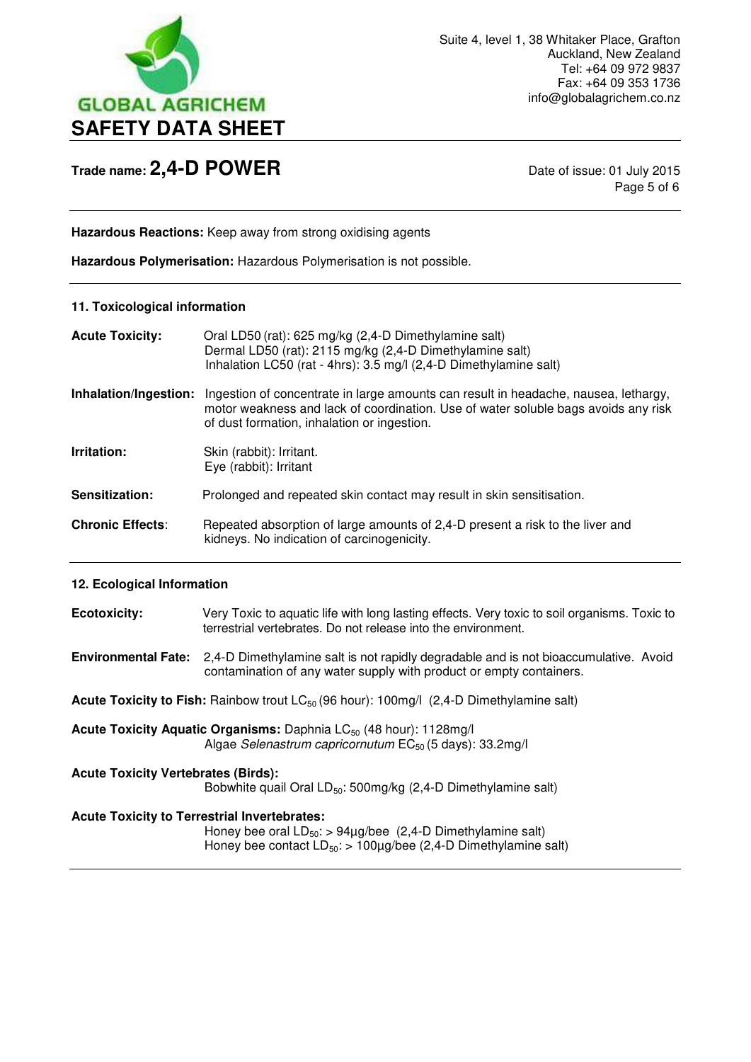**Hazardous Reactions:** Keep away from strong oxidising agents

**Hazardous Polymerisation:** Hazardous Polymerisation is not possible.

## 11. Toxicological information

**Acute Toxicity:** Oral LD50 (rat): 625 mg/kg (2,4-D Dimethylamine salt)
Dermal LD50 (rat): 2115 mg/kg (2,4-D Dimethylamine salt)
Inhalation LC50 (rat - 4hrs): 3.5 mg/l (2,4-D Dimethylamine salt)

**Inhalation/Ingestion:** Ingestion of concentrate in large amounts can result in headache, nausea, lethargy, motor weakness and lack of coordination. Use of water soluble bags avoids any risk of dust formation, inhalation or ingestion.

**Irritation:** Skin (rabbit): Irritant.
Eye (rabbit): Irritant

**Sensitization:** Prolonged and repeated skin contact may result in skin sensitisation.

**Chronic Effects:** Repeated absorption of large amounts of 2,4-D present a risk to the liver and kidneys. No indication of carcinogenicity.

## 12. Ecological Information

**Ecotoxicity:** Very Toxic to aquatic life with long lasting effects. Very toxic to soil organisms. Toxic to terrestrial vertebrates. Do not release into the environment.

**Environmental Fate:** 2,4-D Dimethylamine salt is not rapidly degradable and is not bioaccumulative. Avoid contamination of any water supply with product or empty containers.

**Acute Toxicity to Fish:** Rainbow trout $LC_{50}$ (96 hour): 100mg/l (2,4-D Dimethylamine salt)

**Acute Toxicity Aquatic Organisms:** Daphnia $LC_{50}$ (48 hour): 1128mg/l
Algae *Selenastrum capricornutum* $EC_{50}$ (5 days): 33.2mg/l

**Acute Toxicity Vertebrates (Birds):**
Bobwhite quail Oral $LD_{50}$: 500mg/kg (2,4-D Dimethylamine salt)

**Acute Toxicity to Terrestrial Invertebrates:**
Honey bee oral $LD_{50}$: > 94µg/bee (2,4-D Dimethylamine salt)
Honey bee contact $LD_{50}$: > 100µg/bee (2,4-D Dimethylamine salt)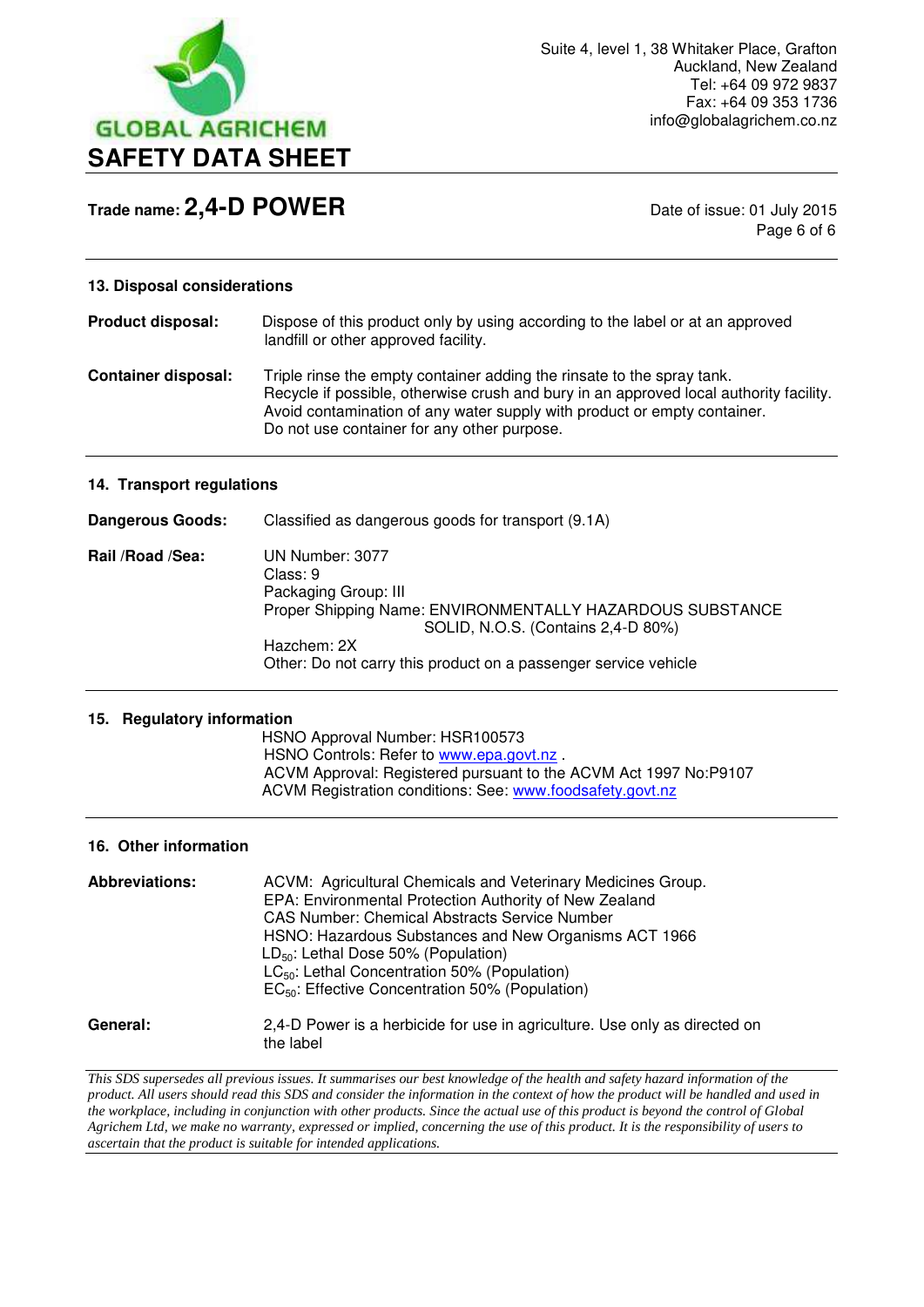## 13. Disposal considerations

**Product disposal:** Dispose of this product only by using according to the label or at an approved landfill or other approved facility.

**Container disposal:** Triple rinse the empty container adding the rinsate to the spray tank. Recycle if possible, otherwise crush and bury in an approved local authority facility. Avoid contamination of any water supply with product or empty container. Do not use container for any other purpose.

## 14. Transport regulations

**Dangerous Goods:** Classified as dangerous goods for transport (9.1A)

**Rail /Road /Sea:**
UN Number: 3077
Class: 9
Packaging Group: III
Proper Shipping Name: ENVIRONMENTALLY HAZARDOUS SUBSTANCE SOLID, N.O.S. (Contains 2,4-D 80%)
Hazchem: 2X
Other: Do not carry this product on a passenger service vehicle

## 15. Regulatory information

HSNO Approval Number: HSR100573
HSNO Controls: Refer to www.epa.govt.nz .
ACVM Approval: Registered pursuant to the ACVM Act 1997 No:P9107
ACVM Registration conditions: See: www.foodsafety.govt.nz

## 16. Other information

**Abbreviations:**
ACVM: Agricultural Chemicals and Veterinary Medicines Group.
EPA: Environmental Protection Authority of New Zealand
CAS Number: Chemical Abstracts Service Number
HSNO: Hazardous Substances and New Organisms ACT 1966
$LD_{50}$: Lethal Dose 50% (Population)
$LC_{50}$: Lethal Concentration 50% (Population)
$EC_{50}$: Effective Concentration 50% (Population)

**General:** 2,4-D Power is a herbicide for use in agriculture. Use only as directed on the label

*This SDS supersedes all previous issues. It summarises our best knowledge of the health and safety hazard information of the product. All users should read this SDS and consider the information in the context of how the product will be handled and used in the workplace, including in conjunction with other products. Since the actual use of this product is beyond the control of Global Agrichem Ltd, we make no warranty, expressed or implied, concerning the use of this product. It is the responsibility of users to ascertain that the product is suitable for intended applications.*